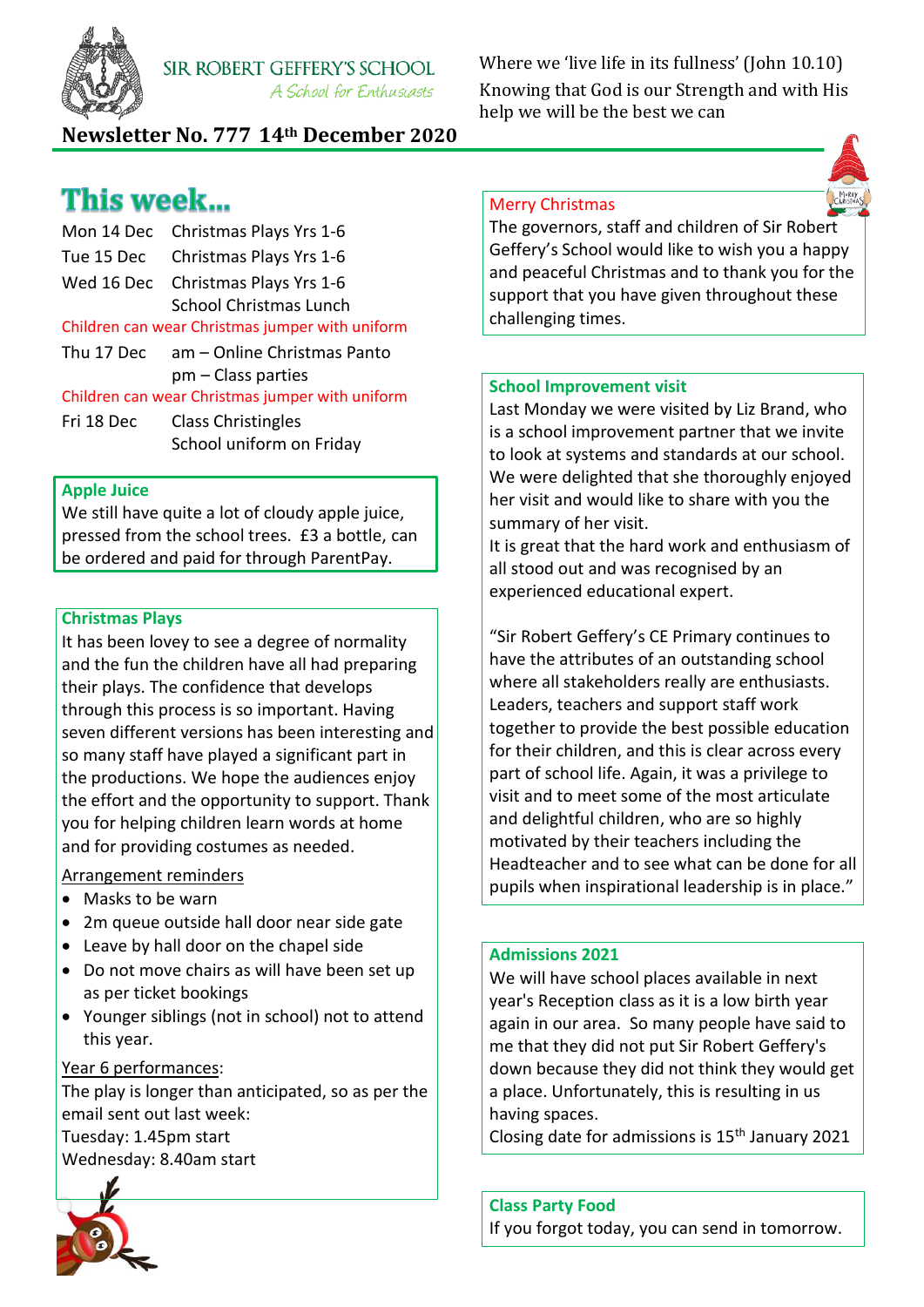SIR ROBERT GEFFERY'S SCHOOL

*A School for Enthusiasts*

Where we 'live life in its fullness' (John 10.10)
Knowing that God is our Strength and with His help we will be the best we can

**Newsletter No. 777 14th December 2020**

# This week...

| | |
|---|---|
| Mon 14 Dec | Christmas Plays Yrs 1-6 |
| Tue 15 Dec | Christmas Plays Yrs 1-6 |
| Wed 16 Dec | Christmas Plays Yrs 1-6<br>School Christmas Lunch |

Children can wear Christmas jumper with uniform

| | |
|---|---|
| Thu 17 Dec | am – Online Christmas Panto<br>pm – Class parties |

Children can wear Christmas jumper with uniform

| | |
|---|---|
| Fri 18 Dec | Class Christingles<br>School uniform on Friday |

## Apple Juice

We still have quite a lot of cloudy apple juice, pressed from the school trees. £3 a bottle, can be ordered and paid for through ParentPay.

## Christmas Plays

It has been lovey to see a degree of normality and the fun the children have all had preparing their plays. The confidence that develops through this process is so important. Having seven different versions has been interesting and so many staff have played a significant part in the productions. We hope the audiences enjoy the effort and the opportunity to support. Thank you for helping children learn words at home and for providing costumes as needed.

Arrangement reminders

- Masks to be warn
- 2m queue outside hall door near side gate
- Leave by hall door on the chapel side
- Do not move chairs as will have been set up as per ticket bookings
- Younger siblings (not in school) not to attend this year.

Year 6 performances:

The play is longer than anticipated, so as per the email sent out last week:
Tuesday: 1.45pm start
Wednesday: 8.40am start

## Merry Christmas

The governors, staff and children of Sir Robert Geffery's School would like to wish you a happy and peaceful Christmas and to thank you for the support that you have given throughout these challenging times.

## School Improvement visit

Last Monday we were visited by Liz Brand, who is a school improvement partner that we invite to look at systems and standards at our school. We were delighted that she thoroughly enjoyed her visit and would like to share with you the summary of her visit.
It is great that the hard work and enthusiasm of all stood out and was recognised by an experienced educational expert.

"Sir Robert Geffery's CE Primary continues to have the attributes of an outstanding school where all stakeholders really are enthusiasts. Leaders, teachers and support staff work together to provide the best possible education for their children, and this is clear across every part of school life. Again, it was a privilege to visit and to meet some of the most articulate and delightful children, who are so highly motivated by their teachers including the Headteacher and to see what can be done for all pupils when inspirational leadership is in place."

## Admissions 2021

We will have school places available in next year's Reception class as it is a low birth year again in our area. So many people have said to me that they did not put Sir Robert Geffery's down because they did not think they would get a place. Unfortunately, this is resulting in us having spaces.
Closing date for admissions is 15th January 2021

## Class Party Food

If you forgot today, you can send in tomorrow.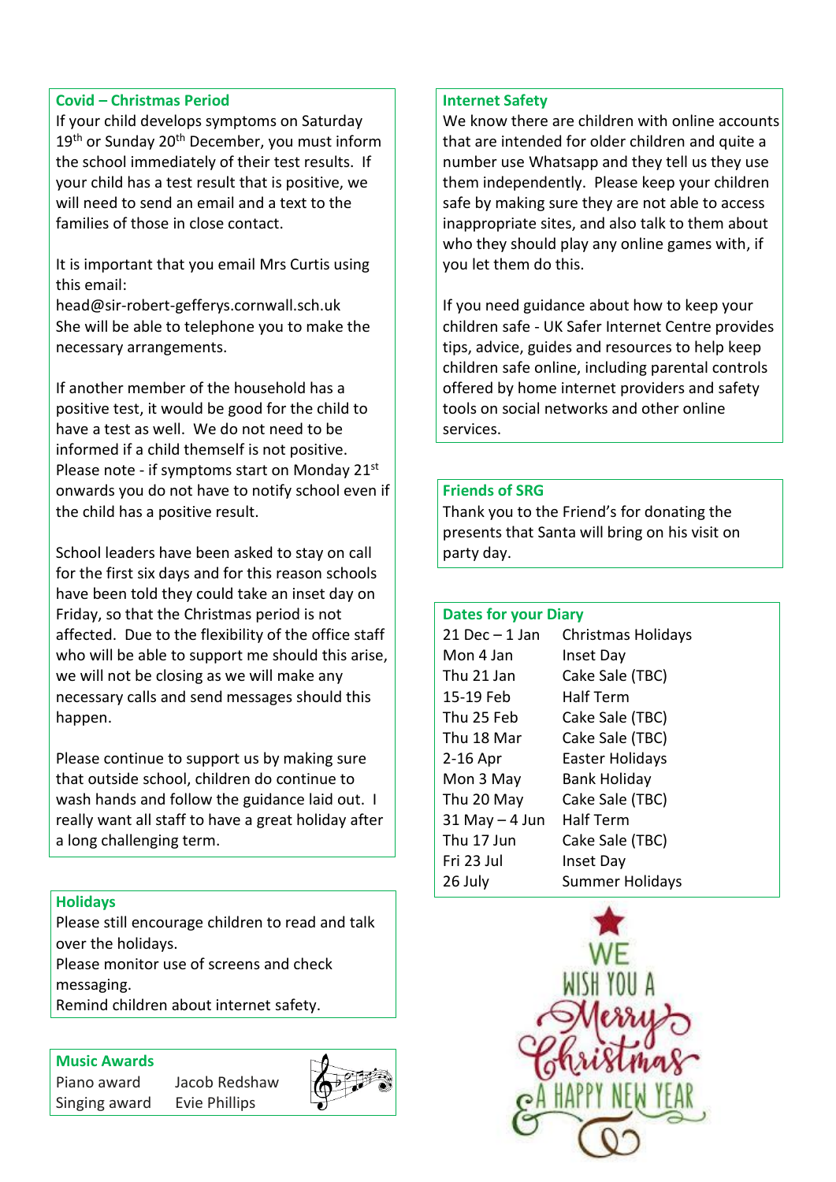## Covid – Christmas Period

If your child develops symptoms on Saturday 19th or Sunday 20th December, you must inform the school immediately of their test results. If your child has a test result that is positive, we will need to send an email and a text to the families of those in close contact.

It is important that you email Mrs Curtis using this email:
head@sir-robert-gefferys.cornwall.sch.uk
She will be able to telephone you to make the necessary arrangements.

If another member of the household has a positive test, it would be good for the child to have a test as well. We do not need to be informed if a child themself is not positive. Please note - if symptoms start on Monday 21st onwards you do not have to notify school even if the child has a positive result.

School leaders have been asked to stay on call for the first six days and for this reason schools have been told they could take an inset day on Friday, so that the Christmas period is not affected. Due to the flexibility of the office staff who will be able to support me should this arise, we will not be closing as we will make any necessary calls and send messages should this happen.

Please continue to support us by making sure that outside school, children do continue to wash hands and follow the guidance laid out. I really want all staff to have a great holiday after a long challenging term.

## Holidays

Please still encourage children to read and talk over the holidays.
Please monitor use of screens and check messaging.
Remind children about internet safety.

## Music Awards

| | |
|---|---|
| Piano award | Jacob Redshaw |
| Singing award | Evie Phillips |

## Internet Safety

We know there are children with online accounts that are intended for older children and quite a number use Whatsapp and they tell us they use them independently. Please keep your children safe by making sure they are not able to access inappropriate sites, and also talk to them about who they should play any online games with, if you let them do this.

If you need guidance about how to keep your children safe - UK Safer Internet Centre provides tips, advice, guides and resources to help keep children safe online, including parental controls offered by home internet providers and safety tools on social networks and other online services.

## Friends of SRG

Thank you to the Friend's for donating the presents that Santa will bring on his visit on party day.

## Dates for your Diary

| | |
|---|---|
| 21 Dec – 1 Jan | Christmas Holidays |
| Mon 4 Jan | Inset Day |
| Thu 21 Jan | Cake Sale (TBC) |
| 15-19 Feb | Half Term |
| Thu 25 Feb | Cake Sale (TBC) |
| Thu 18 Mar | Cake Sale (TBC) |
| 2-16 Apr | Easter Holidays |
| Mon 3 May | Bank Holiday |
| Thu 20 May | Cake Sale (TBC) |
| 31 May – 4 Jun | Half Term |
| Thu 17 Jun | Cake Sale (TBC) |
| Fri 23 Jul | Inset Day |
| 26 July | Summer Holidays |

WE WISH YOU A Merry Christmas & A HAPPY NEW YEAR